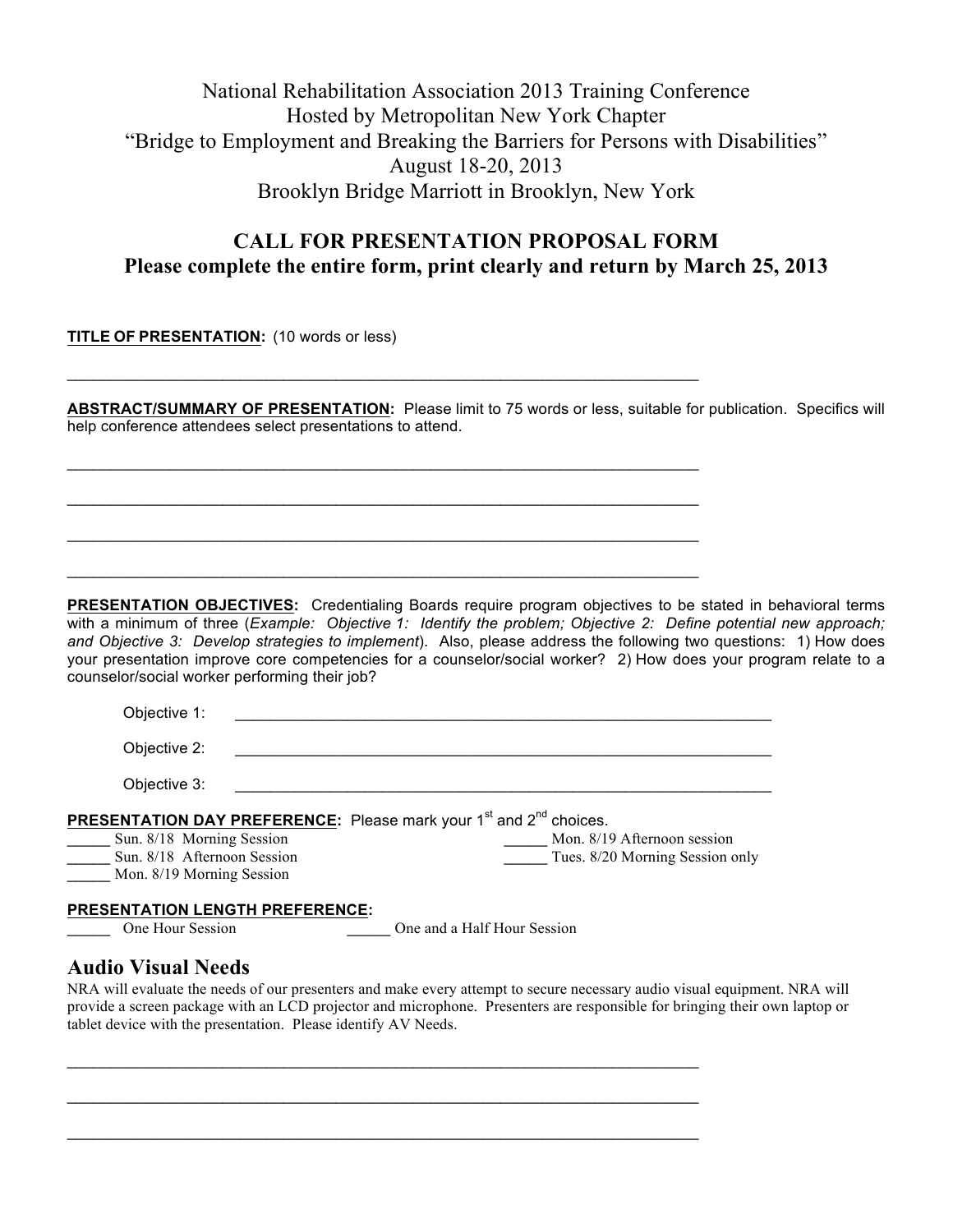National Rehabilitation Association 2013 Training Conference
Hosted by Metropolitan New York Chapter
"Bridge to Employment and Breaking the Barriers for Persons with Disabilities"
August 18-20, 2013
Brooklyn Bridge Marriott in Brooklyn, New York

## CALL FOR PRESENTATION PROPOSAL FORM

**Please complete the entire form, print clearly and return by March 25, 2013**

**TITLE OF PRESENTATION:** (10 words or less)

______________________________________________________________________

**ABSTRACT/SUMMARY OF PRESENTATION:** Please limit to 75 words or less, suitable for publication. Specifics will help conference attendees select presentations to attend.

______________________________________________________________________

______________________________________________________________________

______________________________________________________________________

______________________________________________________________________

**PRESENTATION OBJECTIVES:** Credentialing Boards require program objectives to be stated in behavioral terms with a minimum of three (*Example: Objective 1: Identify the problem; Objective 2: Define potential new approach; and Objective 3: Develop strategies to implement*). Also, please address the following two questions: 1) How does your presentation improve core competencies for a counselor/social worker? 2) How does your program relate to a counselor/social worker performing their job?

Objective 1: ____________________________________________________________

Objective 2: ____________________________________________________________

Objective 3: ____________________________________________________________

**PRESENTATION DAY PREFERENCE:** Please mark your 1st and 2nd choices.

_____ Sun. 8/18 Morning Session
_____ Sun. 8/18 Afternoon Session
_____ Mon. 8/19 Morning Session
_____ Mon. 8/19 Afternoon session
_____ Tues. 8/20 Morning Session only

**PRESENTATION LENGTH PREFERENCE:**

_____ One Hour Session
_____ One and a Half Hour Session

## Audio Visual Needs

NRA will evaluate the needs of our presenters and make every attempt to secure necessary audio visual equipment. NRA will provide a screen package with an LCD projector and microphone. Presenters are responsible for bringing their own laptop or tablet device with the presentation. Please identify AV Needs.

______________________________________________________________________

______________________________________________________________________

______________________________________________________________________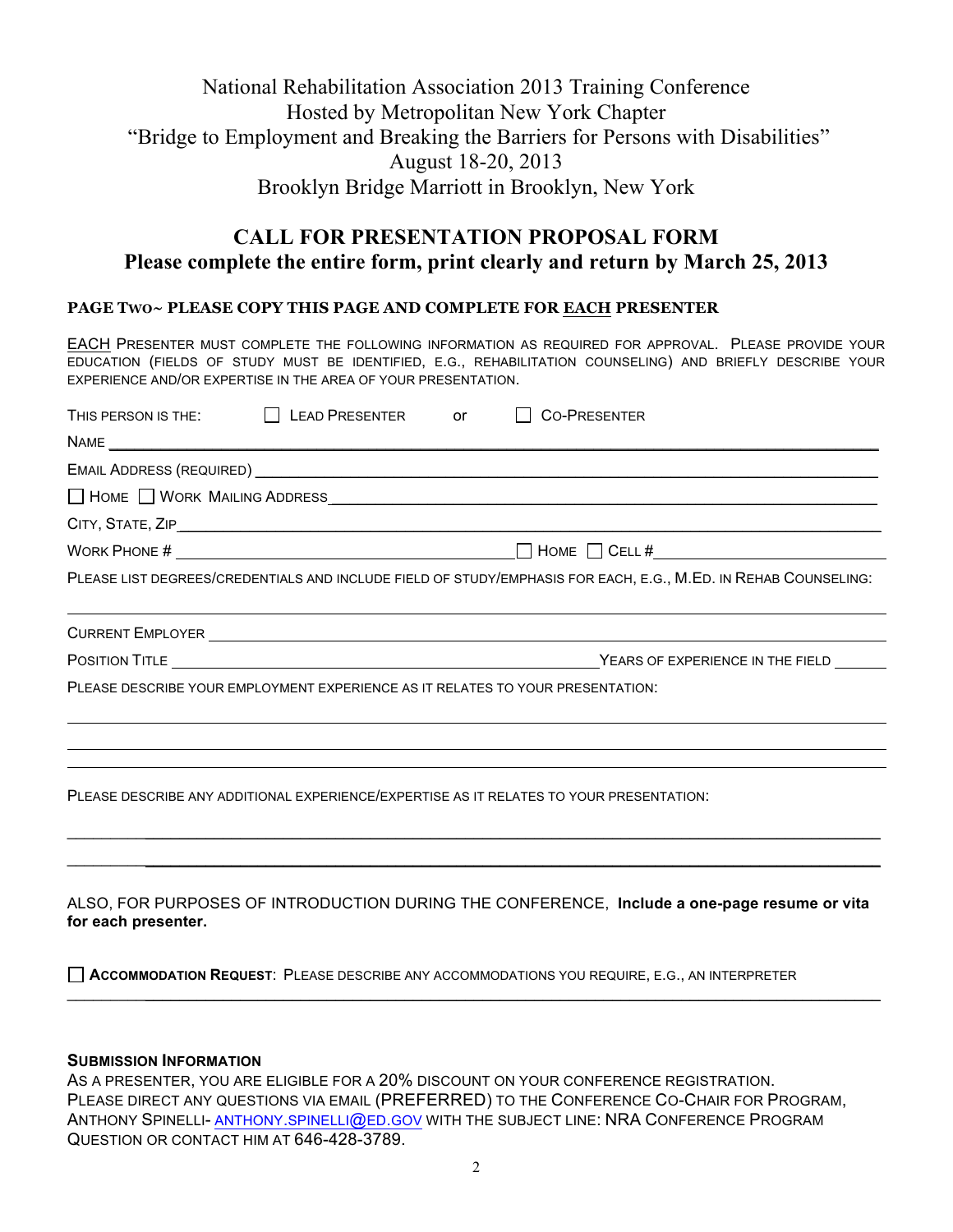National Rehabilitation Association 2013 Training Conference
Hosted by Metropolitan New York Chapter
"Bridge to Employment and Breaking the Barriers for Persons with Disabilities"
August 18-20, 2013
Brooklyn Bridge Marriott in Brooklyn, New York

## CALL FOR PRESENTATION PROPOSAL FORM
## Please complete the entire form, print clearly and return by March 25, 2013

**PAGE TWO~ PLEASE COPY THIS PAGE AND COMPLETE FOR EACH PRESENTER**

EACH PRESENTER MUST COMPLETE THE FOLLOWING INFORMATION AS REQUIRED FOR APPROVAL. PLEASE PROVIDE YOUR EDUCATION (FIELDS OF STUDY MUST BE IDENTIFIED, E.G., REHABILITATION COUNSELING) AND BRIEFLY DESCRIBE YOUR EXPERIENCE AND/OR EXPERTISE IN THE AREA OF YOUR PRESENTATION.

THIS PERSON IS THE: ☐ LEAD PRESENTER or ☐ CO-PRESENTER

NAME ______________________________

EMAIL ADDRESS (REQUIRED) ______________________________

☐ HOME ☐ WORK MAILING ADDRESS ______________________________

CITY, STATE, ZIP ______________________________

WORK PHONE # ______________________________ ☐ HOME ☐ CELL # ______________________________

PLEASE LIST DEGREES/CREDENTIALS AND INCLUDE FIELD OF STUDY/EMPHASIS FOR EACH, E.G., M.ED. IN REHAB COUNSELING:

______________________________

CURRENT EMPLOYER ______________________________

POSITION TITLE ______________________________ YEARS OF EXPERIENCE IN THE FIELD ______

PLEASE DESCRIBE YOUR EMPLOYMENT EXPERIENCE AS IT RELATES TO YOUR PRESENTATION:

______________________________

______________________________

______________________________

PLEASE DESCRIBE ANY ADDITIONAL EXPERIENCE/EXPERTISE AS IT RELATES TO YOUR PRESENTATION:

______________________________

______________________________

ALSO, FOR PURPOSES OF INTRODUCTION DURING THE CONFERENCE, **Include a one-page resume or vita for each presenter.**

☐ **ACCOMMODATION REQUEST**: PLEASE DESCRIBE ANY ACCOMMODATIONS YOU REQUIRE, E.G., AN INTERPRETER

______________________________

**SUBMISSION INFORMATION**

AS A PRESENTER, YOU ARE ELIGIBLE FOR A 20% DISCOUNT ON YOUR CONFERENCE REGISTRATION.
PLEASE DIRECT ANY QUESTIONS VIA EMAIL (PREFERRED) TO THE CONFERENCE CO-CHAIR FOR PROGRAM, ANTHONY SPINELLI- ANTHONY.SPINELLI@ED.GOV WITH THE SUBJECT LINE: NRA CONFERENCE PROGRAM QUESTION OR CONTACT HIM AT 646-428-3789.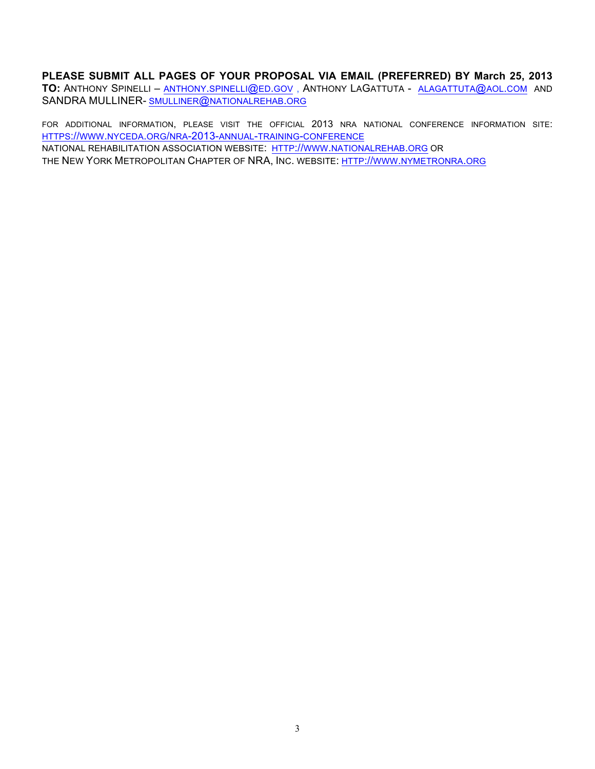**PLEASE SUBMIT ALL PAGES OF YOUR PROPOSAL VIA EMAIL (PREFERRED) BY March 25, 2013**
**TO:** ANTHONY SPINELLI – ANTHONY.SPINELLI@ED.GOV , ANTHONY LAGATTUTA - ALAGATTUTA@AOL.COM AND SANDRA MULLINER- SMULLINER@NATIONALREHAB.ORG

FOR ADDITIONAL INFORMATION, PLEASE VISIT THE OFFICIAL 2013 NRA NATIONAL CONFERENCE INFORMATION SITE: HTTPS://WWW.NYCEDA.ORG/NRA-2013-ANNUAL-TRAINING-CONFERENCE
NATIONAL REHABILITATION ASSOCIATION WEBSITE: HTTP://WWW.NATIONALREHAB.ORG OR
THE NEW YORK METROPOLITAN CHAPTER OF NRA, INC. WEBSITE: HTTP://WWW.NYMETRONRA.ORG